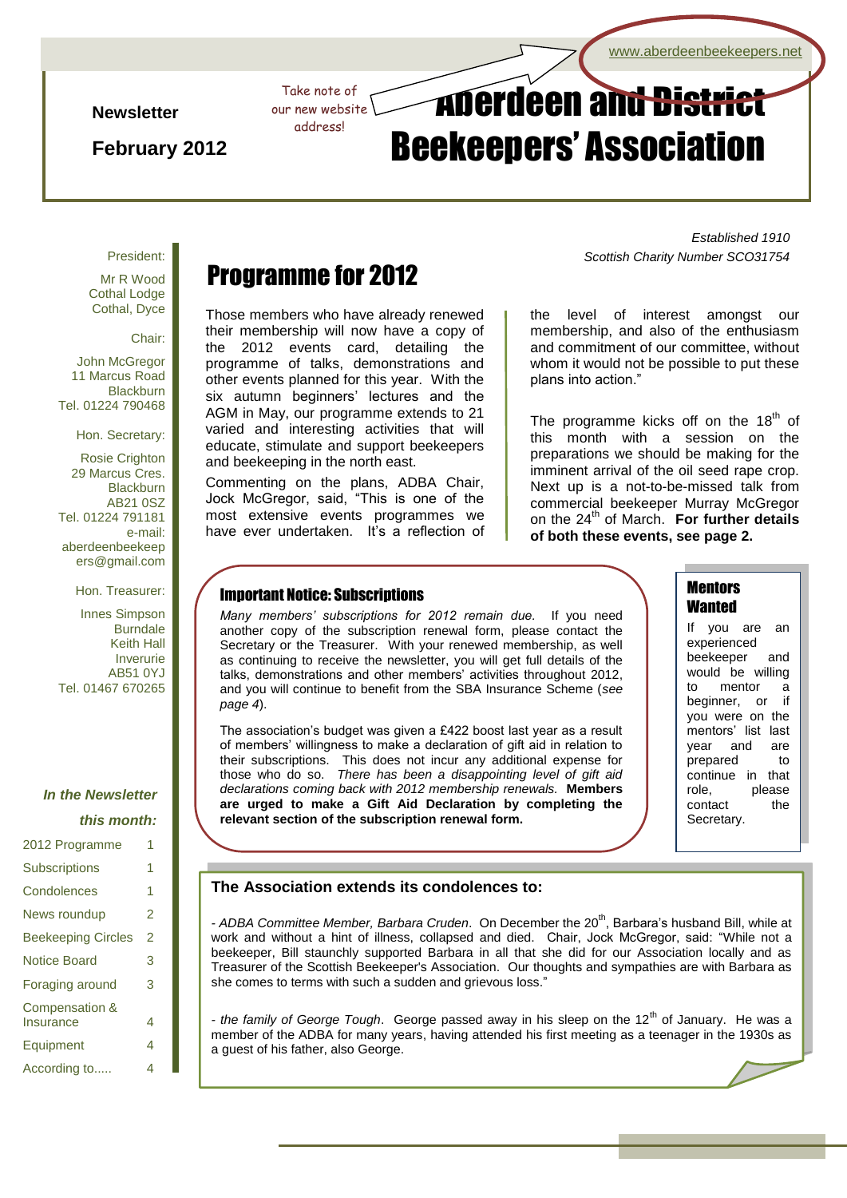www.aberdeenbeekeepers.net

Take note of our new website address!

**Newsletter**

**February 2012**

# Aberdeen and District Beekeepers' Association

*Established 1910*
*Scottish Charity Number SCO31754*

President:

Mr R Wood
Cothal Lodge
Cothal, Dyce

Chair:

John McGregor
11 Marcus Road
Blackburn
Tel. 01224 790468

Hon. Secretary:

Rosie Crighton
29 Marcus Cres.
Blackburn
AB21 0SZ
Tel. 01224 791181
e-mail:
aberdeenbeekeepers@gmail.com

Hon. Treasurer:

Innes Simpson
Burndale
Keith Hall
Inverurie
AB51 0YJ
Tel. 01467 670265

***In the Newsletter this month:***

| | |
|---|---|
| 2012 Programme | 1 |
| Subscriptions | 1 |
| Condolences | 1 |
| News roundup | 2 |
| Beekeeping Circles | 2 |
| Notice Board | 3 |
| Foraging around | 3 |
| Compensation & Insurance | 4 |
| Equipment | 4 |
| According to..... | 4 |

## Programme for 2012

Those members who have already renewed their membership will now have a copy of the 2012 events card, detailing the programme of talks, demonstrations and other events planned for this year. With the six autumn beginners' lectures and the AGM in May, our programme extends to 21 varied and interesting activities that will educate, stimulate and support beekeepers and beekeeping in the north east.

Commenting on the plans, ADBA Chair, Jock McGregor, said, "This is one of the most extensive events programmes we have ever undertaken. It's a reflection of the level of interest amongst our membership, and also of the enthusiasm and commitment of our committee, without whom it would not be possible to put these plans into action."

The programme kicks off on the 18th of this month with a session on the preparations we should be making for the imminent arrival of the oil seed rape crop. Next up is a not-to-be-missed talk from commercial beekeeper Murray McGregor on the 24th of March. **For further details of both these events, see page 2.**

### Important Notice: Subscriptions

*Many members' subscriptions for 2012 remain due.* If you need another copy of the subscription renewal form, please contact the Secretary or the Treasurer. With your renewed membership, as well as continuing to receive the newsletter, you will get full details of the talks, demonstrations and other members' activities throughout 2012, and you will continue to benefit from the SBA Insurance Scheme (*see page 4*).

The association's budget was given a £422 boost last year as a result of members' willingness to make a declaration of gift aid in relation to their subscriptions. This does not incur any additional expense for those who do so. *There has been a disappointing level of gift aid declarations coming back with 2012 membership renewals.* **Members are urged to make a Gift Aid Declaration by completing the relevant section of the subscription renewal form.**

### Mentors Wanted

If you are an experienced beekeeper and would be willing to mentor a beginner, or if you were on the mentors' list last year and are prepared to continue in that role, please contact the Secretary.

### The Association extends its condolences to:

- *ADBA Committee Member, Barbara Cruden*. On December the 20th, Barbara's husband Bill, while at work and without a hint of illness, collapsed and died. Chair, Jock McGregor, said: "While not a beekeeper, Bill staunchly supported Barbara in all that she did for our Association locally and as Treasurer of the Scottish Beekeeper's Association. Our thoughts and sympathies are with Barbara as she comes to terms with such a sudden and grievous loss."

- *the family of George Tough*. George passed away in his sleep on the 12th of January. He was a member of the ADBA for many years, having attended his first meeting as a teenager in the 1930s as a guest of his father, also George.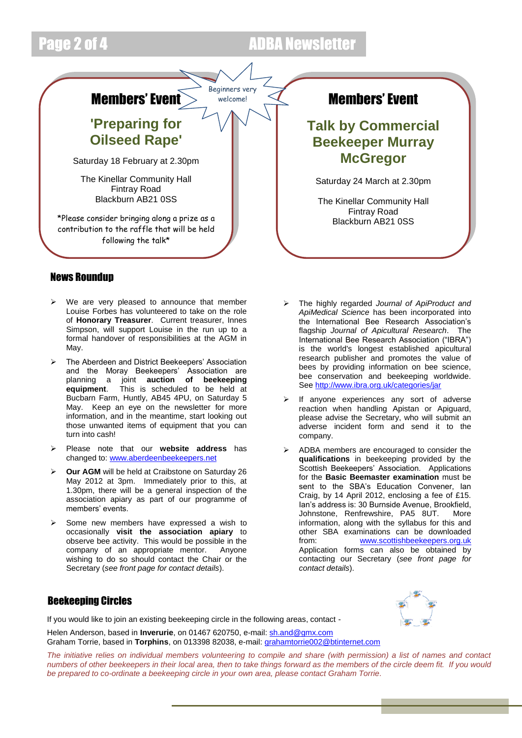## Members' Event

Beginners very welcome!

### 'Preparing for Oilseed Rape'

Saturday 18 February at 2.30pm

The Kinellar Community Hall
Fintray Road
Blackburn AB21 0SS

*Please consider bringing along a prize as a contribution to the raffle that will be held following the talk*

## Members' Event

### Talk by Commercial Beekeeper Murray McGregor

Saturday 24 March at 2.30pm

The Kinellar Community Hall
Fintray Road
Blackburn AB21 0SS

## News Roundup

- We are very pleased to announce that member Louise Forbes has volunteered to take on the role of **Honorary Treasurer**. Current treasurer, Innes Simpson, will support Louise in the run up to a formal handover of responsibilities at the AGM in May.
- The Aberdeen and District Beekeepers' Association and the Moray Beekeepers' Association are planning a joint **auction of beekeeping equipment**. This is scheduled to be held at Bucbarn Farm, Huntly, AB45 4PU, on Saturday 5 May. Keep an eye on the newsletter for more information, and in the meantime, start looking out those unwanted items of equipment that you can turn into cash!
- Please note that our **website address** has changed to: www.aberdeenbeekeepers.net
- **Our AGM** will be held at Craibstone on Saturday 26 May 2012 at 3pm. Immediately prior to this, at 1.30pm, there will be a general inspection of the association apiary as part of our programme of members' events.
- Some new members have expressed a wish to occasionally **visit the association apiary** to observe bee activity. This would be possible in the company of an appropriate mentor. Anyone wishing to do so should contact the Chair or the Secretary (*see front page for contact details*).
- The highly regarded *Journal of ApiProduct and ApiMedical Science* has been incorporated into the International Bee Research Association's flagship *Journal of Apicultural Research*. The International Bee Research Association ("IBRA") is the world's longest established apicultural research publisher and promotes the value of bees by providing information on bee science, bee conservation and beekeeping worldwide. See http://www.ibra.org.uk/categories/jar
- If anyone experiences any sort of adverse reaction when handling Apistan or Apiguard, please advise the Secretary, who will submit an adverse incident form and send it to the company.
- ADBA members are encouraged to consider the **qualifications** in beekeeping provided by the Scottish Beekeepers' Association. Applications for the **Basic Beemaster examination** must be sent to the SBA's Education Convener, Ian Craig, by 14 April 2012, enclosing a fee of £15. Ian's address is: 30 Burnside Avenue, Brookfield, Johnstone, Renfrewshire, PA5 8UT. More information, along with the syllabus for this and other SBA examinations can be downloaded from: www.scottishbeekeepers.org.uk Application forms can also be obtained by contacting our Secretary (*see front page for contact details*).

## Beekeeping Circles

If you would like to join an existing beekeeping circle in the following areas, contact -

Helen Anderson, based in **Inverurie**, on 01467 620750, e-mail: sh.and@gmx.com
Graham Torrie, based in **Torphins**, on 013398 82038, e-mail: grahamtorrie002@btinternet.com

*The initiative relies on individual members volunteering to compile and share (with permission) a list of names and contact numbers of other beekeepers in their local area, then to take things forward as the members of the circle deem fit. If you would be prepared to co-ordinate a beekeeping circle in your own area, please contact Graham Torrie.*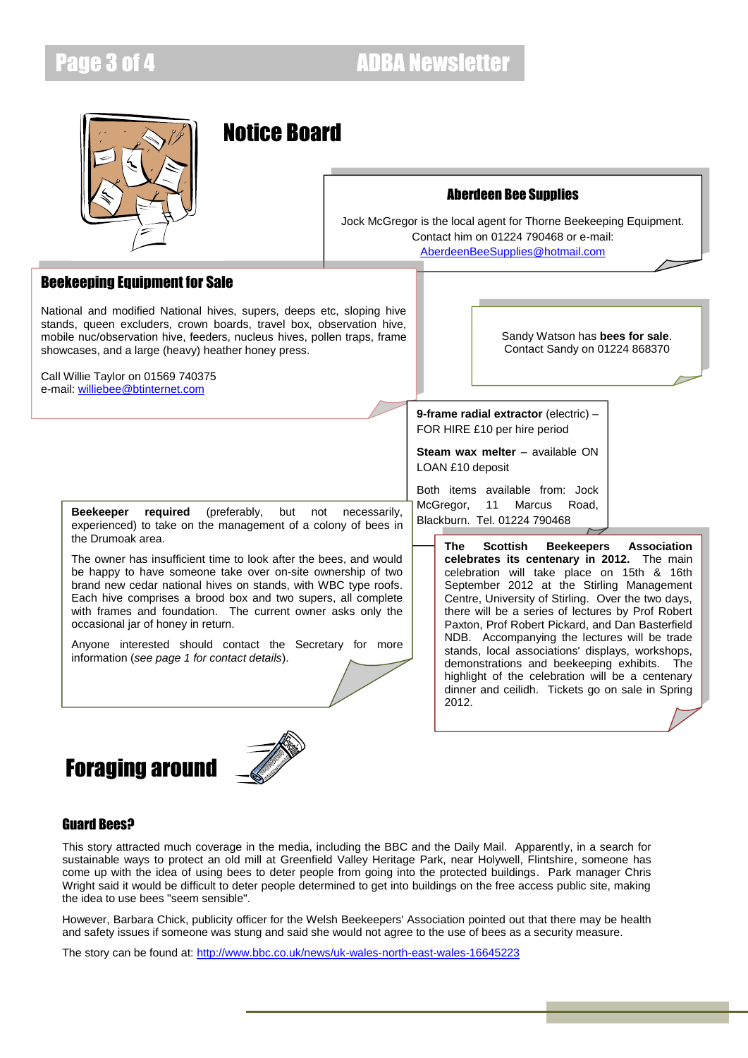# Notice Board

### Aberdeen Bee Supplies

Jock McGregor is the local agent for Thorne Beekeeping Equipment. Contact him on 01224 790468 or e-mail: AberdeenBeeSupplies@hotmail.com

### Beekeeping Equipment for Sale

National and modified National hives, supers, deeps etc, sloping hive stands, queen excluders, crown boards, travel box, observation hive, mobile nuc/observation hive, feeders, nucleus hives, pollen traps, frame showcases, and a large (heavy) heather honey press.

Call Willie Taylor on 01569 740375
e-mail: williebee@btinternet.com

Sandy Watson has **bees for sale**. Contact Sandy on 01224 868370

**9-frame radial extractor** (electric) – FOR HIRE £10 per hire period

**Steam wax melter** – available ON LOAN £10 deposit

Both items available from: Jock McGregor, 11 Marcus Road, Blackburn. Tel. 01224 790468

**Beekeeper required** (preferably, but not necessarily, experienced) to take on the management of a colony of bees in the Drumoak area.

The owner has insufficient time to look after the bees, and would be happy to have someone take over on-site ownership of two brand new cedar national hives on stands, with WBC type roofs. Each hive comprises a brood box and two supers, all complete with frames and foundation. The current owner asks only the occasional jar of honey in return.

Anyone interested should contact the Secretary for more information (*see page 1 for contact details*).

**The Scottish Beekeepers Association celebrates its centenary in 2012.** The main celebration will take place on 15th & 16th September 2012 at the Stirling Management Centre, University of Stirling. Over the two days, there will be a series of lectures by Prof Robert Paxton, Prof Robert Pickard, and Dan Basterfield NDB. Accompanying the lectures will be trade stands, local associations' displays, workshops, demonstrations and beekeeping exhibits. The highlight of the celebration will be a centenary dinner and ceilidh. Tickets go on sale in Spring 2012.

# Foraging around

### Guard Bees?

This story attracted much coverage in the media, including the BBC and the Daily Mail. Apparently, in a search for sustainable ways to protect an old mill at Greenfield Valley Heritage Park, near Holywell, Flintshire, someone has come up with the idea of using bees to deter people from going into the protected buildings. Park manager Chris Wright said it would be difficult to deter people determined to get into buildings on the free access public site, making the idea to use bees "seem sensible".

However, Barbara Chick, publicity officer for the Welsh Beekeepers' Association pointed out that there may be health and safety issues if someone was stung and said she would not agree to the use of bees as a security measure.

The story can be found at: http://www.bbc.co.uk/news/uk-wales-north-east-wales-16645223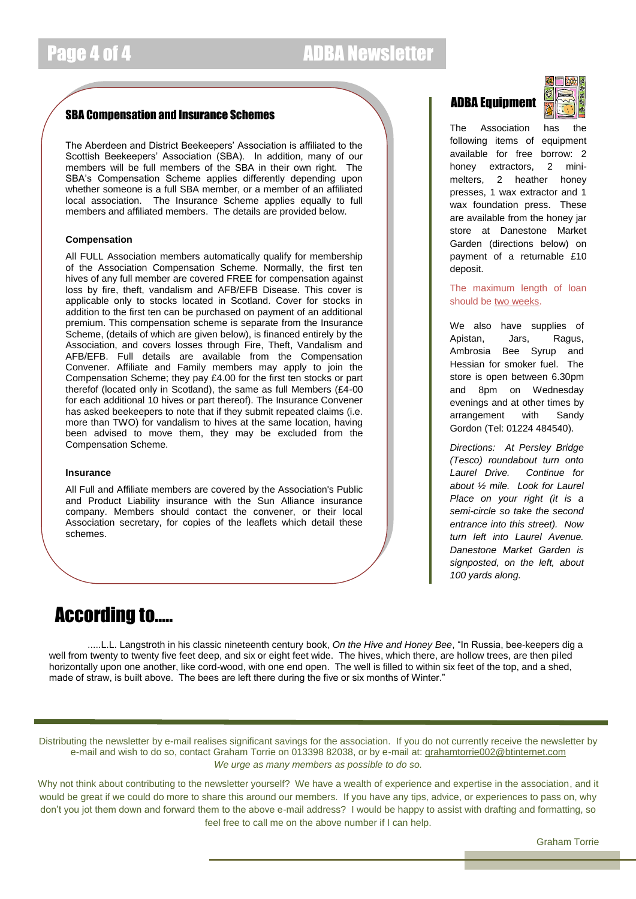## SBA Compensation and Insurance Schemes

The Aberdeen and District Beekeepers' Association is affiliated to the Scottish Beekeepers' Association (SBA). In addition, many of our members will be full members of the SBA in their own right. The SBA's Compensation Scheme applies differently depending upon whether someone is a full SBA member, or a member of an affiliated local association. The Insurance Scheme applies equally to full members and affiliated members. The details are provided below.

**Compensation**

All FULL Association members automatically qualify for membership of the Association Compensation Scheme. Normally, the first ten hives of any full member are covered FREE for compensation against loss by fire, theft, vandalism and AFB/EFB Disease. This cover is applicable only to stocks located in Scotland. Cover for stocks in addition to the first ten can be purchased on payment of an additional premium. This compensation scheme is separate from the Insurance Scheme, (details of which are given below), is financed entirely by the Association, and covers losses through Fire, Theft, Vandalism and AFB/EFB. Full details are available from the Compensation Convener. Affiliate and Family members may apply to join the Compensation Scheme; they pay £4.00 for the first ten stocks or part therefof (located only in Scotland), the same as full Members (£4-00 for each additional 10 hives or part thereof). The Insurance Convener has asked beekeepers to note that if they submit repeated claims (i.e. more than TWO) for vandalism to hives at the same location, having been advised to move them, they may be excluded from the Compensation Scheme.

**Insurance**

All Full and Affiliate members are covered by the Association's Public and Product Liability insurance with the Sun Alliance insurance company. Members should contact the convener, or their local Association secretary, for copies of the leaflets which detail these schemes.

## ADBA Equipment

The Association has the following items of equipment available for free borrow: 2 honey extractors, 2 mini-melters, 2 heather honey presses, 1 wax extractor and 1 wax foundation press. These are available from the honey jar store at Danestone Market Garden (directions below) on payment of a returnable £10 deposit.

The maximum length of loan should be two weeks.

We also have supplies of Apistan, Jars, Ragus, Ambrosia Bee Syrup and Hessian for smoker fuel. The store is open between 6.30pm and 8pm on Wednesday evenings and at other times by arrangement with Sandy Gordon (Tel: 01224 484540).

*Directions: At Persley Bridge (Tesco) roundabout turn onto Laurel Drive. Continue for about ½ mile. Look for Laurel Place on your right (it is a semi-circle so take the second entrance into this street). Now turn left into Laurel Avenue. Danestone Market Garden is signposted, on the left, about 100 yards along.*

# According to.....

.....L.L. Langstroth in his classic nineteenth century book, *On the Hive and Honey Bee*, "In Russia, bee-keepers dig a well from twenty to twenty five feet deep, and six or eight feet wide. The hives, which there, are hollow trees, are then piled horizontally upon one another, like cord-wood, with one end open. The well is filled to within six feet of the top, and a shed, made of straw, is built above. The bees are left there during the five or six months of Winter."

---

Distributing the newsletter by e-mail realises significant savings for the association. If you do not currently receive the newsletter by e-mail and wish to do so, contact Graham Torrie on 013398 82038, or by e-mail at: grahamtorrie002@btinternet.com
*We urge as many members as possible to do so.*

Why not think about contributing to the newsletter yourself? We have a wealth of experience and expertise in the association, and it would be great if we could do more to share this around our members. If you have any tips, advice, or experiences to pass on, why don't you jot them down and forward them to the above e-mail address? I would be happy to assist with drafting and formatting, so feel free to call me on the above number if I can help.

Graham Torrie